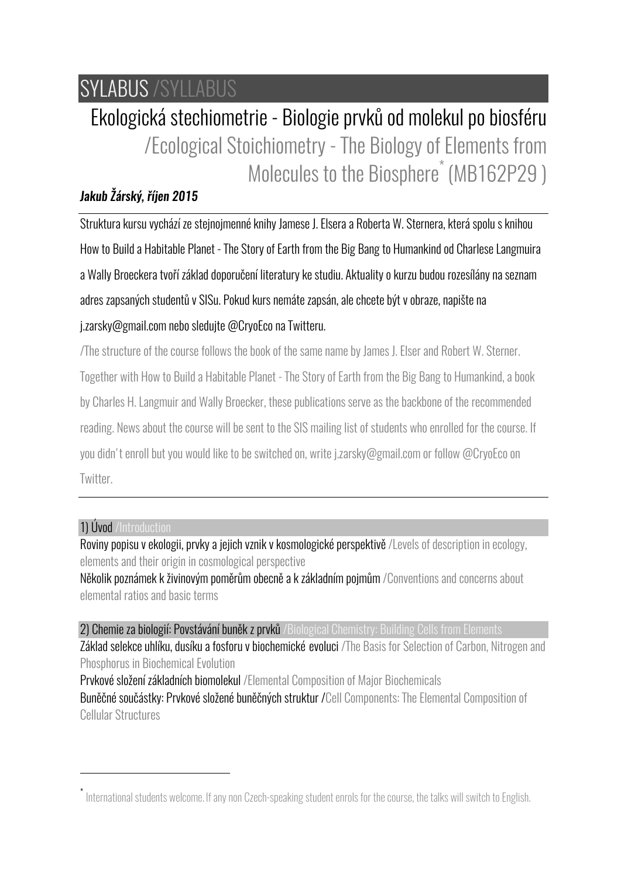# SYLABUS /SYLLABUS

## Ekologická stechiometrie - Biologie prvků od molekul po biosféru /Ecological Stoichiometry - The Biology of Elements from Molecules to the Biosphere* (MB162P29 )

***Jakub Žárský, říjen 2015***

---

Struktura kursu vychází ze stejnojmenné knihy Jamese J. Elsera a Roberta W. Sternera, která spolu s knihou How to Build a Habitable Planet - The Story of Earth from the Big Bang to Humankind od Charlese Langmuira a Wally Broeckera tvoří základ doporučení literatury ke studiu. Aktuality o kurzu budou rozesílány na seznam adres zapsaných studentů v SISu. Pokud kurs nemáte zapsán, ale chcete být v obraze, napište na j.zarsky@gmail.com nebo sledujte @CryoEco na Twitteru.

/The structure of the course follows the book of the same name by James J. Elser and Robert W. Sterner. Together with How to Build a Habitable Planet - The Story of Earth from the Big Bang to Humankind, a book by Charles H. Langmuir and Wally Broecker, these publications serve as the backbone of the recommended reading. News about the course will be sent to the SIS mailing list of students who enrolled for the course. If you didn't enroll but you would like to be switched on, write j.zarsky@gmail.com or follow @CryoEco on Twitter.

---

### 1) Úvod /Introduction

Roviny popisu v ekologii, prvky a jejich vznik v kosmologické perspektivě /Levels of description in ecology, elements and their origin in cosmological perspective

Několik poznámek k živinovým poměrům obecně a k základním pojmům /Conventions and concerns about elemental ratios and basic terms

### 2) Chemie za biologií: Povstávání buněk z prvků /Biological Chemistry: Building Cells from Elements

Základ selekce uhlíku, dusíku a fosforu v biochemické evoluci /The Basis for Selection of Carbon, Nitrogen and Phosphorus in Biochemical Evolution

Prvkové složení základních biomolekul /Elemental Composition of Major Biochemicals

Buněčné součástky: Prvkové složené buněčných struktur /Cell Components: The Elemental Composition of Cellular Structures

---

* International students welcome. If any non Czech-speaking student enrols for the course, the talks will switch to English.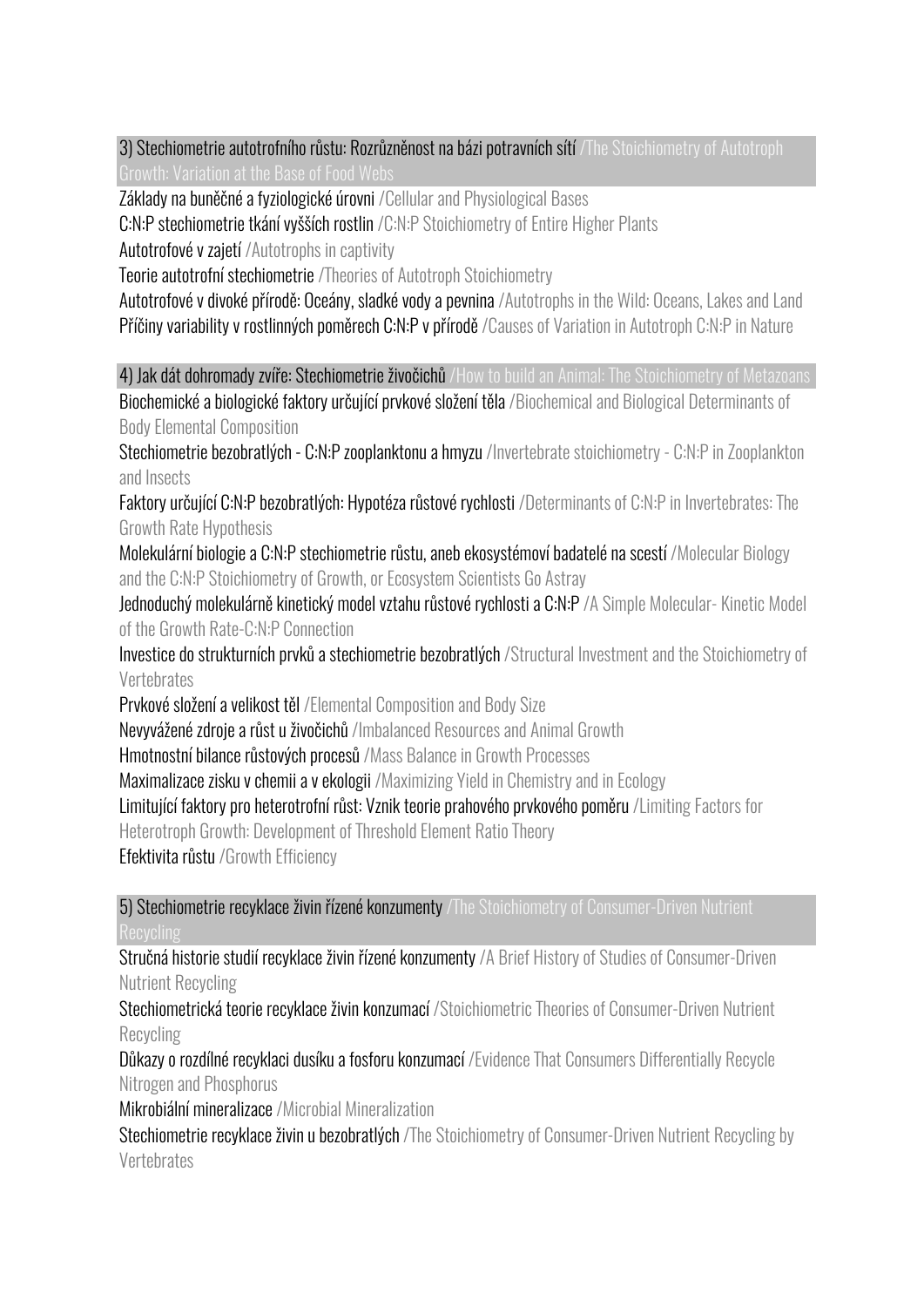## 3) Stechiometrie autotrofního růstu: Rozrůzněnost na bázi potravních sítí /The Stoichiometry of Autotroph Growth: Variation at the Base of Food Webs

Základy na buněčné a fyziologické úrovni /Cellular and Physiological Bases

C:N:P stechiometrie tkání vyšších rostlin /C:N:P Stoichiometry of Entire Higher Plants

Autotrofové v zajetí /Autotrophs in captivity

Teorie autotrofní stechiometrie /Theories of Autotroph Stoichiometry

Autotrofové v divoké přírodě: Oceány, sladké vody a pevnina /Autotrophs in the Wild: Oceans, Lakes and Land

Příčiny variability v rostlinných poměrech C:N:P v přírodě /Causes of Variation in Autotroph C:N:P in Nature

## 4) Jak dát dohromady zvíře: Stechiometrie živočichů /How to build an Animal: The Stoichiometry of Metazoans

Biochemické a biologické faktory určující prvkové složení těla /Biochemical and Biological Determinants of Body Elemental Composition

Stechiometrie bezobratlých - C:N:P zooplanktonu a hmyzu /Invertebrate stoichiometry - C:N:P in Zooplankton and Insects

Faktory určující C:N:P bezobratlých: Hypotéza růstové rychlosti /Determinants of C:N:P in Invertebrates: The Growth Rate Hypothesis

Molekulární biologie a C:N:P stechiometrie růstu, aneb ekosystémoví badatelé na scestí /Molecular Biology and the C:N:P Stoichiometry of Growth, or Ecosystem Scientists Go Astray

Jednoduchý molekulárně kinetický model vztahu růstové rychlosti a C:N:P /A Simple Molecular- Kinetic Model of the Growth Rate-C:N:P Connection

Investice do strukturních prvků a stechiometrie bezobratlých /Structural Investment and the Stoichiometry of Vertebrates

Prvkové složení a velikost těl /Elemental Composition and Body Size

Nevyvážené zdroje a růst u živočichů /Imbalanced Resources and Animal Growth

Hmotnostní bilance růstových procesů /Mass Balance in Growth Processes

Maximalizace zisku v chemii a v ekologii /Maximizing Yield in Chemistry and in Ecology

Limitující faktory pro heterotrofní růst: Vznik teorie prahového prvkového poměru /Limiting Factors for Heterotroph Growth: Development of Threshold Element Ratio Theory

Efektivita růstu /Growth Efficiency

## 5) Stechiometrie recyklace živin řízené konzumenty /The Stoichiometry of Consumer-Driven Nutrient Recycling

Stručná historie studií recyklace živin řízené konzumenty /A Brief History of Studies of Consumer-Driven Nutrient Recycling

Stechiometrická teorie recyklace živin konzumací /Stoichiometric Theories of Consumer-Driven Nutrient Recycling

Důkazy o rozdílné recyklaci dusíku a fosforu konzumací /Evidence That Consumers Differentially Recycle Nitrogen and Phosphorus

Mikrobiální mineralizace /Microbial Mineralization

Stechiometrie recyklace živin u bezobratlých /The Stoichiometry of Consumer-Driven Nutrient Recycling by Vertebrates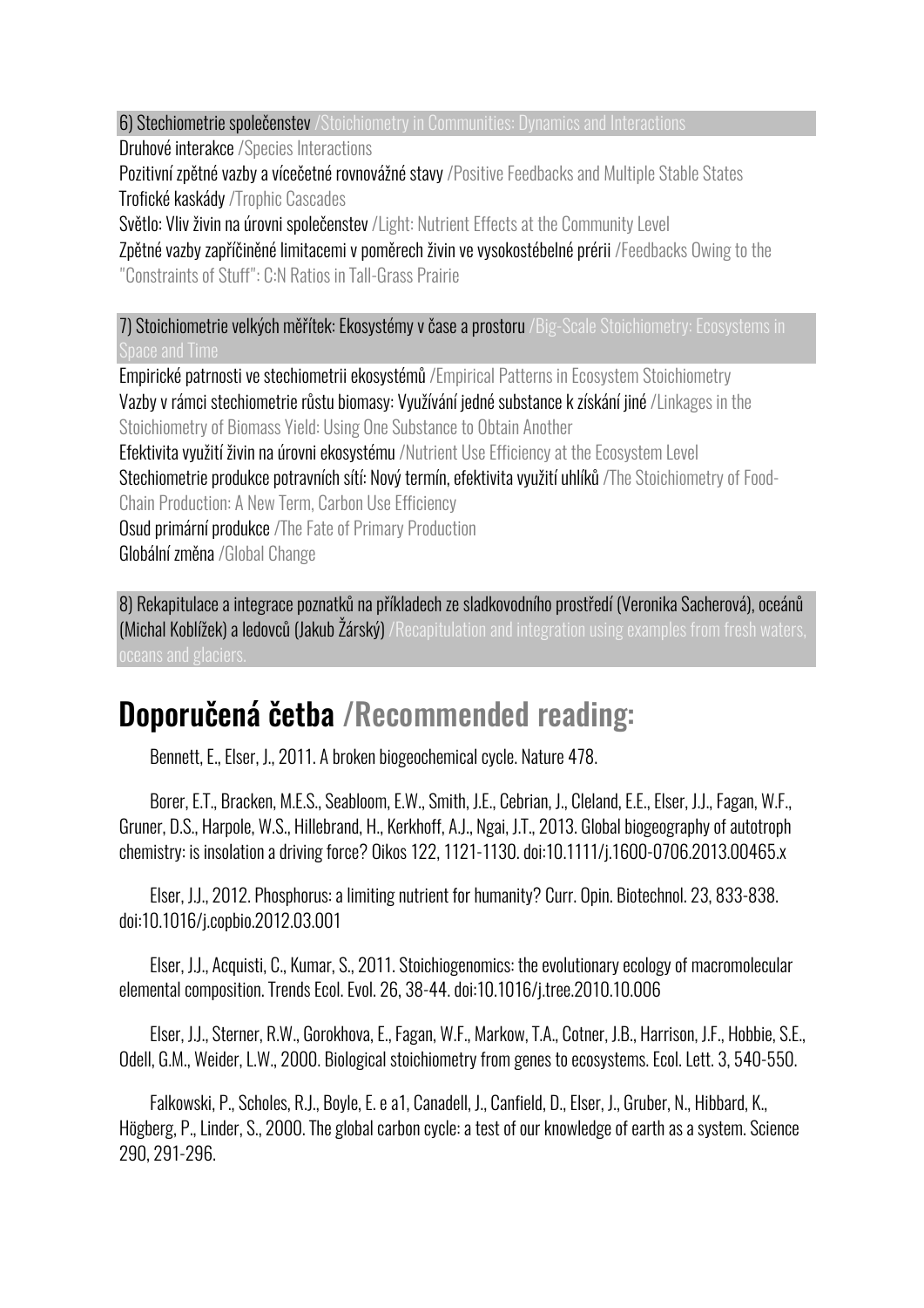6) Stechiometrie společenstev /Stoichiometry in Communities: Dynamics and Interactions

Druhové interakce /Species Interactions
Pozitivní zpětné vazby a vícečetné rovnovážné stavy /Positive Feedbacks and Multiple Stable States
Trofické kaskády /Trophic Cascades
Světlo: Vliv živin na úrovni společenstev /Light: Nutrient Effects at the Community Level
Zpětné vazby zapříčiněné limitacemi v poměrech živin ve vysokostébelné prérii /Feedbacks Owing to the "Constraints of Stuff": C:N Ratios in Tall-Grass Prairie

7) Stoichiometrie velkých měřítek: Ekosystémy v čase a prostoru /Big-Scale Stoichiometry: Ecosystems in Space and Time

Empirické patrnosti ve stechiometrii ekosystémů /Empirical Patterns in Ecosystem Stoichiometry
Vazby v rámci stechiometrie růstu biomasy: Využívání jedné substance k získání jiné /Linkages in the Stoichiometry of Biomass Yield: Using One Substance to Obtain Another
Efektivita využití živin na úrovni ekosystému /Nutrient Use Efficiency at the Ecosystem Level
Stechiometrie produkce potravních sítí: Nový termín, efektivita využití uhlíků /The Stoichiometry of Food-Chain Production: A New Term, Carbon Use Efficiency
Osud primární produkce /The Fate of Primary Production
Globální změna /Global Change

8) Rekapitulace a integrace poznatků na příkladech ze sladkovodního prostředí (Veronika Sacherová), oceánů (Michal Koblížek) a ledovců (Jakub Žárský) /Recapitulation and integration using examples from fresh waters, oceans and glaciers.

# Doporučená četba /Recommended reading:

Bennett, E., Elser, J., 2011. A broken biogeochemical cycle. Nature 478.

Borer, E.T., Bracken, M.E.S., Seabloom, E.W., Smith, J.E., Cebrian, J., Cleland, E.E., Elser, J.J., Fagan, W.F., Gruner, D.S., Harpole, W.S., Hillebrand, H., Kerkhoff, A.J., Ngai, J.T., 2013. Global biogeography of autotroph chemistry: is insolation a driving force? Oikos 122, 1121-1130. doi:10.1111/j.1600-0706.2013.00465.x

Elser, J.J., 2012. Phosphorus: a limiting nutrient for humanity? Curr. Opin. Biotechnol. 23, 833-838. doi:10.1016/j.copbio.2012.03.001

Elser, J.J., Acquisti, C., Kumar, S., 2011. Stoichiogenomics: the evolutionary ecology of macromolecular elemental composition. Trends Ecol. Evol. 26, 38-44. doi:10.1016/j.tree.2010.10.006

Elser, J.J., Sterner, R.W., Gorokhova, E., Fagan, W.F., Markow, T.A., Cotner, J.B., Harrison, J.F., Hobbie, S.E., Odell, G.M., Weider, L.W., 2000. Biological stoichiometry from genes to ecosystems. Ecol. Lett. 3, 540-550.

Falkowski, P., Scholes, R.J., Boyle, E. e a1, Canadell, J., Canfield, D., Elser, J., Gruber, N., Hibbard, K., Högberg, P., Linder, S., 2000. The global carbon cycle: a test of our knowledge of earth as a system. Science 290, 291-296.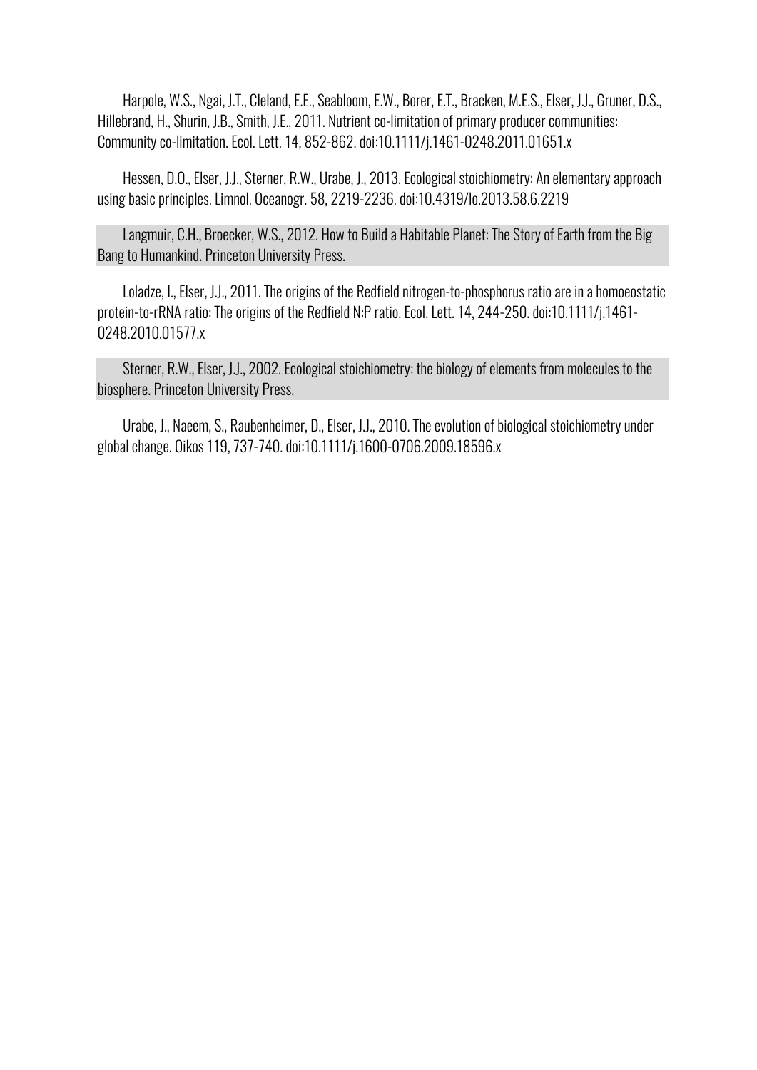Harpole, W.S., Ngai, J.T., Cleland, E.E., Seabloom, E.W., Borer, E.T., Bracken, M.E.S., Elser, J.J., Gruner, D.S., Hillebrand, H., Shurin, J.B., Smith, J.E., 2011. Nutrient co-limitation of primary producer communities: Community co-limitation. Ecol. Lett. 14, 852-862. doi:10.1111/j.1461-0248.2011.01651.x

Hessen, D.O., Elser, J.J., Sterner, R.W., Urabe, J., 2013. Ecological stoichiometry: An elementary approach using basic principles. Limnol. Oceanogr. 58, 2219-2236. doi:10.4319/lo.2013.58.6.2219

Langmuir, C.H., Broecker, W.S., 2012. How to Build a Habitable Planet: The Story of Earth from the Big Bang to Humankind. Princeton University Press.

Loladze, I., Elser, J.J., 2011. The origins of the Redfield nitrogen-to-phosphorus ratio are in a homoeostatic protein-to-rRNA ratio: The origins of the Redfield N:P ratio. Ecol. Lett. 14, 244-250. doi:10.1111/j.1461-0248.2010.01577.x

Sterner, R.W., Elser, J.J., 2002. Ecological stoichiometry: the biology of elements from molecules to the biosphere. Princeton University Press.

Urabe, J., Naeem, S., Raubenheimer, D., Elser, J.J., 2010. The evolution of biological stoichiometry under global change. Oikos 119, 737-740. doi:10.1111/j.1600-0706.2009.18596.x